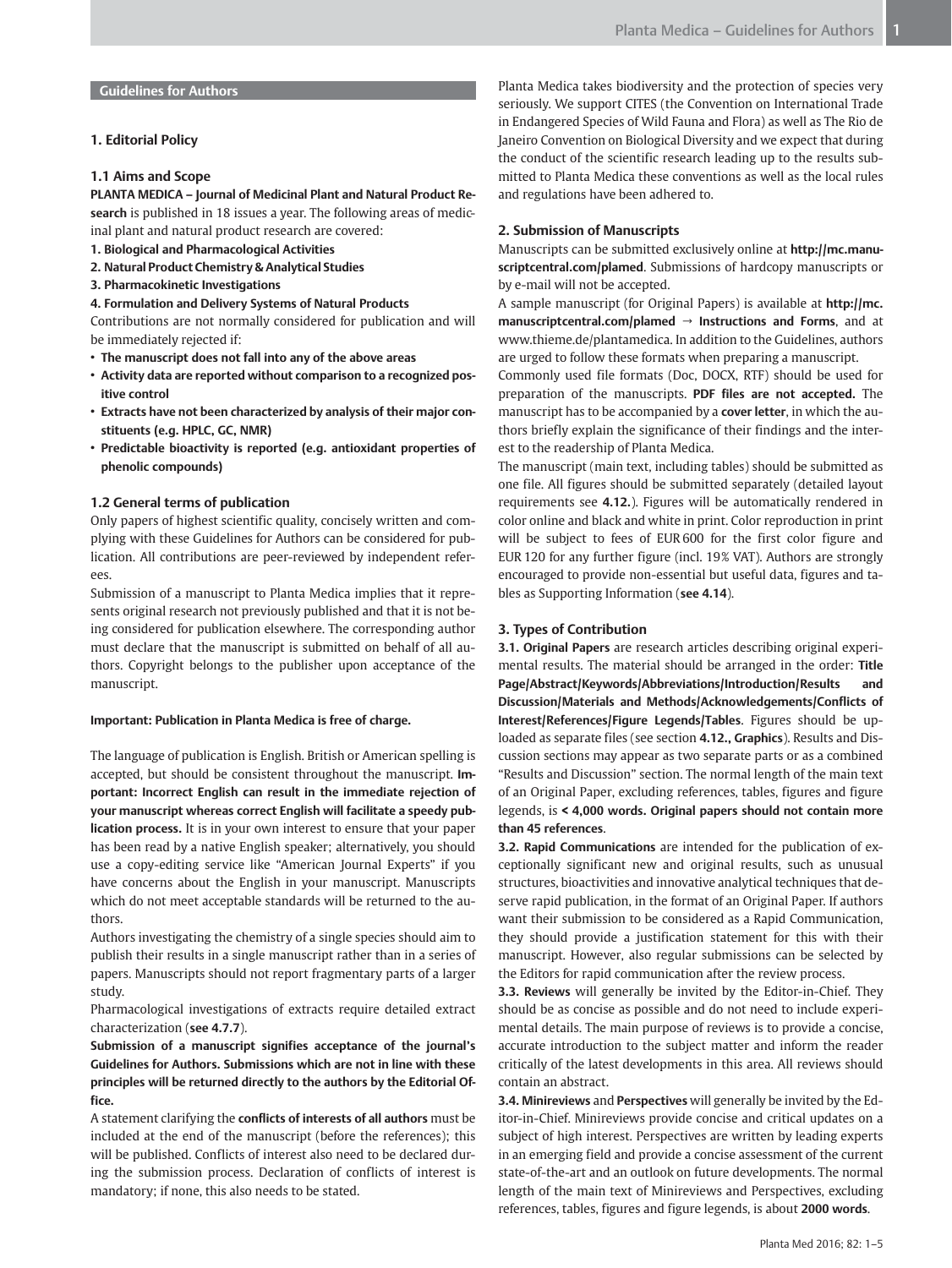## Guidelines for Authors

### 1. Editorial Policy

#### 1.1 Aims and Scope

**PLANTA MEDICA – Journal of Medicinal Plant and Natural Product Research** is published in 18 issues a year. The following areas of medicinal plant and natural product research are covered:

1. **Biological and Pharmacological Activities**
2. **Natural Product Chemistry & Analytical Studies**
3. **Pharmacokinetic Investigations**
4. **Formulation and Delivery Systems of Natural Products**

Contributions are not normally considered for publication and will be immediately rejected if:

- **The manuscript does not fall into any of the above areas**
- **Activity data are reported without comparison to a recognized positive control**
- **Extracts have not been characterized by analysis of their major constituents (e.g. HPLC, GC, NMR)**
- **Predictable bioactivity is reported (e.g. antioxidant properties of phenolic compounds)**

#### 1.2 General terms of publication

Only papers of highest scientific quality, concisely written and complying with these Guidelines for Authors can be considered for publication. All contributions are peer-reviewed by independent referees.

Submission of a manuscript to Planta Medica implies that it represents original research not previously published and that it is not being considered for publication elsewhere. The corresponding author must declare that the manuscript is submitted on behalf of all authors. Copyright belongs to the publisher upon acceptance of the manuscript.

**Important: Publication in Planta Medica is free of charge.**

The language of publication is English. British or American spelling is accepted, but should be consistent throughout the manuscript. **Important: Incorrect English can result in the immediate rejection of your manuscript whereas correct English will facilitate a speedy publication process.** It is in your own interest to ensure that your paper has been read by a native English speaker; alternatively, you should use a copy-editing service like "American Journal Experts" if you have concerns about the English in your manuscript. Manuscripts which do not meet acceptable standards will be returned to the authors.

Authors investigating the chemistry of a single species should aim to publish their results in a single manuscript rather than in a series of papers. Manuscripts should not report fragmentary parts of a larger study.

Pharmacological investigations of extracts require detailed extract characterization (**see 4.7.7**).

**Submission of a manuscript signifies acceptance of the journal's Guidelines for Authors. Submissions which are not in line with these principles will be returned directly to the authors by the Editorial Office.**

A statement clarifying the **conflicts of interests of all authors** must be included at the end of the manuscript (before the references); this will be published. Conflicts of interest also need to be declared during the submission process. Declaration of conflicts of interest is mandatory; if none, this also needs to be stated.

Planta Medica takes biodiversity and the protection of species very seriously. We support CITES (the Convention on International Trade in Endangered Species of Wild Fauna and Flora) as well as The Rio de Janeiro Convention on Biological Diversity and we expect that during the conduct of the scientific research leading up to the results submitted to Planta Medica these conventions as well as the local rules and regulations have been adhered to.

### 2. Submission of Manuscripts

Manuscripts can be submitted exclusively online at **http://mc.manuscriptcentral.com/plamed**. Submissions of hardcopy manuscripts or by e-mail will not be accepted.

A sample manuscript (for Original Papers) is available at **http://mc.manuscriptcentral.com/plamed → Instructions and Forms**, and at www.thieme.de/plantamedica. In addition to the Guidelines, authors are urged to follow these formats when preparing a manuscript.

Commonly used file formats (Doc, DOCX, RTF) should be used for preparation of the manuscripts. **PDF files are not accepted.** The manuscript has to be accompanied by a **cover letter**, in which the authors briefly explain the significance of their findings and the interest to the readership of Planta Medica.

The manuscript (main text, including tables) should be submitted as one file. All figures should be submitted separately (detailed layout requirements see **4.12.**). Figures will be automatically rendered in color online and black and white in print. Color reproduction in print will be subject to fees of EUR 600 for the first color figure and EUR 120 for any further figure (incl. 19% VAT). Authors are strongly encouraged to provide non-essential but useful data, figures and tables as Supporting Information (**see 4.14**).

### 3. Types of Contribution

**3.1. Original Papers** are research articles describing original experimental results. The material should be arranged in the order: **Title Page/Abstract/Keywords/Abbreviations/Introduction/Results and Discussion/Materials and Methods/Acknowledgements/Conflicts of Interest/References/Figure Legends/Tables**. Figures should be uploaded as separate files (see section **4.12., Graphics**). Results and Discussion sections may appear as two separate parts or as a combined "Results and Discussion" section. The normal length of the main text of an Original Paper, excluding references, tables, figures and figure legends, is **< 4,000 words. Original papers should not contain more than 45 references**.

**3.2. Rapid Communications** are intended for the publication of exceptionally significant new and original results, such as unusual structures, bioactivities and innovative analytical techniques that deserve rapid publication, in the format of an Original Paper. If authors want their submission to be considered as a Rapid Communication, they should provide a justification statement for this with their manuscript. However, also regular submissions can be selected by the Editors for rapid communication after the review process.

**3.3. Reviews** will generally be invited by the Editor-in-Chief. They should be as concise as possible and do not need to include experimental details. The main purpose of reviews is to provide a concise, accurate introduction to the subject matter and inform the reader critically of the latest developments in this area. All reviews should contain an abstract.

**3.4. Minireviews** and **Perspectives** will generally be invited by the Editor-in-Chief. Minireviews provide concise and critical updates on a subject of high interest. Perspectives are written by leading experts in an emerging field and provide a concise assessment of the current state-of-the-art and an outlook on future developments. The normal length of the main text of Minireviews and Perspectives, excluding references, tables, figures and figure legends, is about **2000 words**.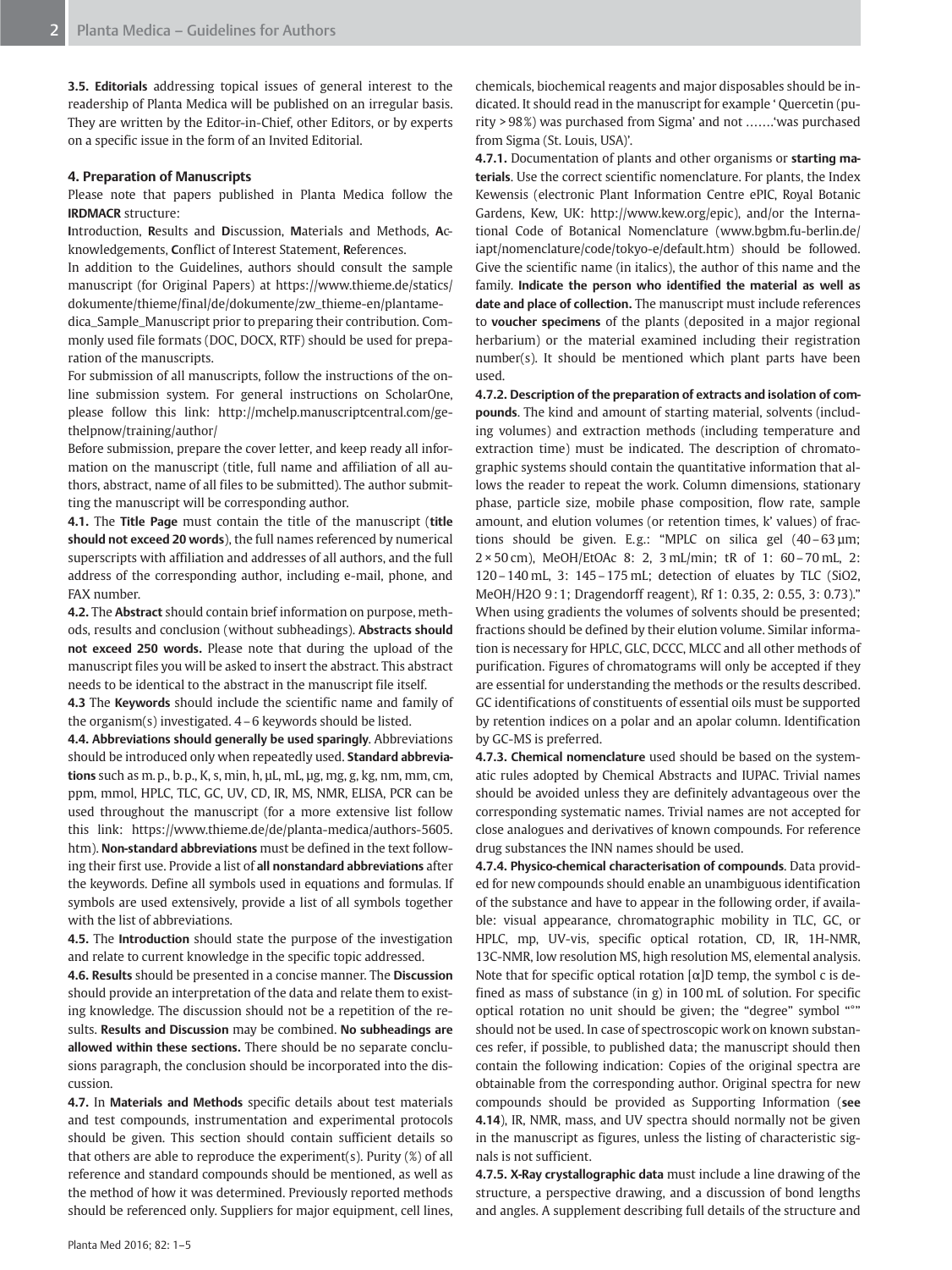**3.5. Editorials** addressing topical issues of general interest to the readership of Planta Medica will be published on an irregular basis. They are written by the Editor-in-Chief, other Editors, or by experts on a specific issue in the form of an Invited Editorial.

## 4. Preparation of Manuscripts

Please note that papers published in Planta Medica follow the **IRDMACR** structure:

**I**ntroduction, **R**esults and **D**iscussion, **M**aterials and Methods, **A**cknowledgements, **C**onflict of Interest Statement, **R**eferences.

In addition to the Guidelines, authors should consult the sample manuscript (for Original Papers) at https://www.thieme.de/statics/dokumente/thieme/final/de/dokumente/zw_thieme-en/plantamedica_Sample_Manuscript prior to preparing their contribution. Commonly used file formats (DOC, DOCX, RTF) should be used for preparation of the manuscripts.

For submission of all manuscripts, follow the instructions of the online submission system. For general instructions on ScholarOne, please follow this link: http://mchelp.manuscriptcentral.com/gethelpnow/training/author/

Before submission, prepare the cover letter, and keep ready all information on the manuscript (title, full name and affiliation of all authors, abstract, name of all files to be submitted). The author submitting the manuscript will be corresponding author.

**4.1.** The **Title Page** must contain the title of the manuscript (**title should not exceed 20 words**), the full names referenced by numerical superscripts with affiliation and addresses of all authors, and the full address of the corresponding author, including e-mail, phone, and FAX number.

**4.2.** The **Abstract** should contain brief information on purpose, methods, results and conclusion (without subheadings). **Abstracts should not exceed 250 words.** Please note that during the upload of the manuscript files you will be asked to insert the abstract. This abstract needs to be identical to the abstract in the manuscript file itself.

**4.3** The **Keywords** should include the scientific name and family of the organism(s) investigated. 4–6 keywords should be listed.

**4.4. Abbreviations should generally be used sparingly**. Abbreviations should be introduced only when repeatedly used. **Standard abbreviations** such as m. p., b. p., K, s, min, h, µL, mL, µg, mg, g, kg, nm, mm, cm, ppm, mmol, HPLC, TLC, GC, UV, CD, IR, MS, NMR, ELISA, PCR can be used throughout the manuscript (for a more extensive list follow this link: https://www.thieme.de/de/planta-medica/authors-5605.htm). **Non-standard abbreviations** must be defined in the text following their first use. Provide a list of **all nonstandard abbreviations** after the keywords. Define all symbols used in equations and formulas. If symbols are used extensively, provide a list of all symbols together with the list of abbreviations.

**4.5.** The **Introduction** should state the purpose of the investigation and relate to current knowledge in the specific topic addressed.

**4.6. Results** should be presented in a concise manner. The **Discussion** should provide an interpretation of the data and relate them to existing knowledge. The discussion should not be a repetition of the results. **Results and Discussion** may be combined. **No subheadings are allowed within these sections.** There should be no separate conclusions paragraph, the conclusion should be incorporated into the discussion.

**4.7.** In **Materials and Methods** specific details about test materials and test compounds, instrumentation and experimental protocols should be given. This section should contain sufficient details so that others are able to reproduce the experiment(s). Purity (%) of all reference and standard compounds should be mentioned, as well as the method of how it was determined. Previously reported methods should be referenced only. Suppliers for major equipment, cell lines, chemicals, biochemical reagents and major disposables should be indicated. It should read in the manuscript for example ' Quercetin (purity > 98 %) was purchased from Sigma' and not …….'was purchased from Sigma (St. Louis, USA)'.

**4.7.1.** Documentation of plants and other organisms or **starting materials**. Use the correct scientific nomenclature. For plants, the Index Kewensis (electronic Plant Information Centre ePIC, Royal Botanic Gardens, Kew, UK: http://www.kew.org/epic), and/or the International Code of Botanical Nomenclature (www.bgbm.fu-berlin.de/iapt/nomenclature/code/tokyo-e/default.htm) should be followed. Give the scientific name (in italics), the author of this name and the family. **Indicate the person who identified the material as well as date and place of collection.** The manuscript must include references to **voucher specimens** of the plants (deposited in a major regional herbarium) or the material examined including their registration number(s). It should be mentioned which plant parts have been used.

**4.7.2. Description of the preparation of extracts and isolation of compounds**. The kind and amount of starting material, solvents (including volumes) and extraction methods (including temperature and extraction time) must be indicated. The description of chromatographic systems should contain the quantitative information that allows the reader to repeat the work. Column dimensions, stationary phase, particle size, mobile phase composition, flow rate, sample amount, and elution volumes (or retention times, k' values) of fractions should be given. E.g.: "MPLC on silica gel (40–63 µm; 2 × 50 cm), MeOH/EtOAc 8: 2, 3 mL/min; tR of 1: 60–70 mL, 2: 120–140 mL, 3: 145–175 mL; detection of eluates by TLC ($SiO_2$, MeOH/$H_2O$ 9 : 1; Dragendorff reagent), Rf 1: 0.35, 2: 0.55, 3: 0.73)." When using gradients the volumes of solvents should be presented; fractions should be defined by their elution volume. Similar information is necessary for HPLC, GLC, DCCC, MLCC and all other methods of purification. Figures of chromatograms will only be accepted if they are essential for understanding the methods or the results described. GC identifications of constituents of essential oils must be supported by retention indices on a polar and an apolar column. Identification by GC-MS is preferred.

**4.7.3. Chemical nomenclature** used should be based on the systematic rules adopted by Chemical Abstracts and IUPAC. Trivial names should be avoided unless they are definitely advantageous over the corresponding systematic names. Trivial names are not accepted for close analogues and derivatives of known compounds. For reference drug substances the INN names should be used.

**4.7.4. Physico-chemical characterisation of compounds**. Data provided for new compounds should enable an unambiguous identification of the substance and have to appear in the following order, if available: visual appearance, chromatographic mobility in TLC, GC, or HPLC, mp, UV-vis, specific optical rotation, CD, IR, 1H-NMR, 13C-NMR, low resolution MS, high resolution MS, elemental analysis. Note that for specific optical rotation $[\alpha]_D$ temp, the symbol c is defined as mass of substance (in g) in 100 mL of solution. For specific optical rotation no unit should be given; the "degree" symbol "°" should not be used. In case of spectroscopic work on known substances refer, if possible, to published data; the manuscript should then contain the following indication: Copies of the original spectra are obtainable from the corresponding author. Original spectra for new compounds should be provided as Supporting Information (**see 4.14**), IR, NMR, mass, and UV spectra should normally not be given in the manuscript as figures, unless the listing of characteristic signals is not sufficient.

**4.7.5. X-Ray crystallographic data** must include a line drawing of the structure, a perspective drawing, and a discussion of bond lengths and angles. A supplement describing full details of the structure and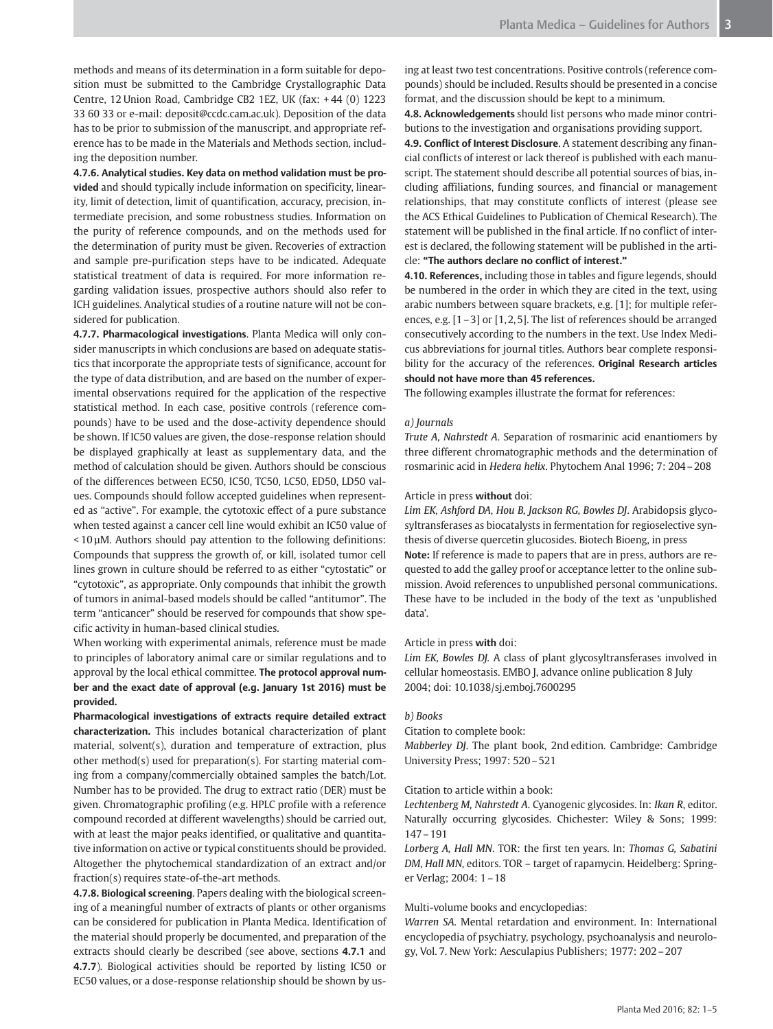methods and means of its determination in a form suitable for deposition must be submitted to the Cambridge Crystallographic Data Centre, 12 Union Road, Cambridge CB2 1EZ, UK (fax: + 44 (0) 1223 33 60 33 or e-mail: deposit@ccdc.cam.ac.uk). Deposition of the data has to be prior to submission of the manuscript, and appropriate reference has to be made in the Materials and Methods section, including the deposition number.

**4.7.6. Analytical studies. Key data on method validation must be provided** and should typically include information on specificity, linearity, limit of detection, limit of quantification, accuracy, precision, intermediate precision, and some robustness studies. Information on the purity of reference compounds, and on the methods used for the determination of purity must be given. Recoveries of extraction and sample pre-purification steps have to be indicated. Adequate statistical treatment of data is required. For more information regarding validation issues, prospective authors should also refer to ICH guidelines. Analytical studies of a routine nature will not be considered for publication.

**4.7.7. Pharmacological investigations**. Planta Medica will only consider manuscripts in which conclusions are based on adequate statistics that incorporate the appropriate tests of significance, account for the type of data distribution, and are based on the number of experimental observations required for the application of the respective statistical method. In each case, positive controls (reference compounds) have to be used and the dose-activity dependence should be shown. If IC50 values are given, the dose-response relation should be displayed graphically at least as supplementary data, and the method of calculation should be given. Authors should be conscious of the differences between EC50, IC50, TC50, LC50, ED50, LD50 values. Compounds should follow accepted guidelines when represented as "active". For example, the cytotoxic effect of a pure substance when tested against a cancer cell line would exhibit an IC50 value of < 10 µM. Authors should pay attention to the following definitions: Compounds that suppress the growth of, or kill, isolated tumor cell lines grown in culture should be referred to as either "cytostatic" or "cytotoxic", as appropriate. Only compounds that inhibit the growth of tumors in animal-based models should be called "antitumor". The term "anticancer" should be reserved for compounds that show specific activity in human-based clinical studies.

When working with experimental animals, reference must be made to principles of laboratory animal care or similar regulations and to approval by the local ethical committee. **The protocol approval number and the exact date of approval (e.g. January 1st 2016) must be provided.**

**Pharmacological investigations of extracts require detailed extract characterization.** This includes botanical characterization of plant material, solvent(s), duration and temperature of extraction, plus other method(s) used for preparation(s). For starting material coming from a company/commercially obtained samples the batch/Lot. Number has to be provided. The drug to extract ratio (DER) must be given. Chromatographic profiling (e.g. HPLC profile with a reference compound recorded at different wavelengths) should be carried out, with at least the major peaks identified, or qualitative and quantitative information on active or typical constituents should be provided. Altogether the phytochemical standardization of an extract and/or fraction(s) requires state-of-the-art methods.

**4.7.8. Biological screening**. Papers dealing with the biological screening of a meaningful number of extracts of plants or other organisms can be considered for publication in Planta Medica. Identification of the material should properly be documented, and preparation of the extracts should clearly be described (see above, sections **4.7.1** and **4.7.7**). Biological activities should be reported by listing IC50 or EC50 values, or a dose-response relationship should be shown by using at least two test concentrations. Positive controls (reference compounds) should be included. Results should be presented in a concise format, and the discussion should be kept to a minimum.

**4.8. Acknowledgements** should list persons who made minor contributions to the investigation and organisations providing support.

**4.9. Conflict of Interest Disclosure**. A statement describing any financial conflicts of interest or lack thereof is published with each manuscript. The statement should describe all potential sources of bias, including affiliations, funding sources, and financial or management relationships, that may constitute conflicts of interest (please see the ACS Ethical Guidelines to Publication of Chemical Research). The statement will be published in the final article. If no conflict of interest is declared, the following statement will be published in the article: **"The authors declare no conflict of interest."**

**4.10. References,** including those in tables and figure legends, should be numbered in the order in which they are cited in the text, using arabic numbers between square brackets, e.g. [1]; for multiple references, e.g. [1 – 3] or [1, 2, 5]. The list of references should be arranged consecutively according to the numbers in the text. Use Index Medicus abbreviations for journal titles. Authors bear complete responsibility for the accuracy of the references. **Original Research articles should not have more than 45 references.**

The following examples illustrate the format for references:

*a) Journals*

*Trute A, Nahrstedt A.* Separation of rosmarinic acid enantiomers by three different chromatographic methods and the determination of rosmarinic acid in *Hedera helix*. Phytochem Anal 1996; 7: 204 – 208

Article in press **without** doi:

*Lim EK, Ashford DA, Hou B, Jackson RG, Bowles DJ.* Arabidopsis glycosyltransferases as biocatalysts in fermentation for regioselective synthesis of diverse quercetin glucosides. Biotech Bioeng, in press

**Note:** If reference is made to papers that are in press, authors are requested to add the galley proof or acceptance letter to the online submission. Avoid references to unpublished personal communications. These have to be included in the body of the text as 'unpublished data'.

Article in press **with** doi:

*Lim EK, Bowles DJ.* A class of plant glycosyltransferases involved in cellular homeostasis. EMBO J, advance online publication 8 July 2004; doi: 10.1038/sj.emboj.7600295

*b) Books*

Citation to complete book:

*Mabberley DJ.* The plant book, 2nd edition. Cambridge: Cambridge University Press; 1997: 520 – 521

Citation to article within a book:

*Lechtenberg M, Nahrstedt A.* Cyanogenic glycosides. In: *Ikan R*, editor. Naturally occurring glycosides. Chichester: Wiley & Sons; 1999: 147 – 191

*Lorberg A, Hall MN.* TOR: the first ten years. In: *Thomas G, Sabatini DM, Hall MN*, editors. TOR – target of rapamycin. Heidelberg: Springer Verlag; 2004: 1 – 18

Multi-volume books and encyclopedias:

*Warren SA.* Mental retardation and environment. In: International encyclopedia of psychiatry, psychology, psychoanalysis and neurology, Vol. 7. New York: Aesculapius Publishers; 1977: 202 – 207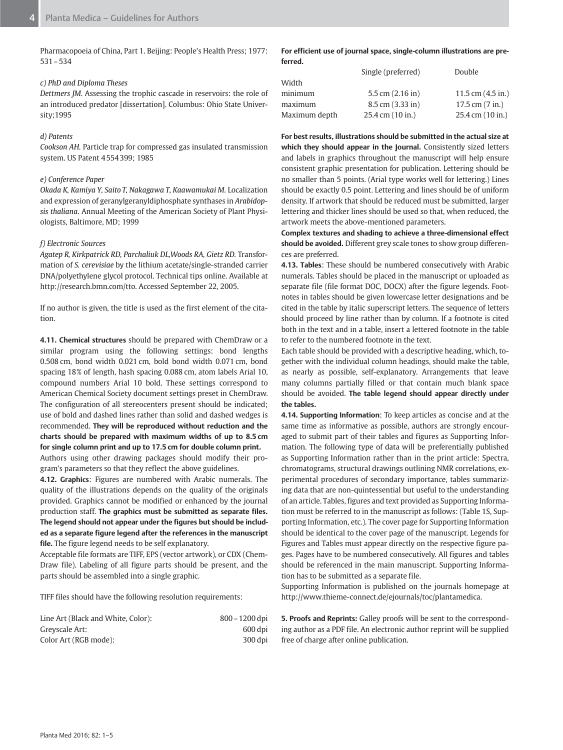Pharmacopoeia of China, Part 1. Beijing: People's Health Press; 1977: 531 – 534

*c) PhD and Diploma Theses*

*Dettmers JM.* Assessing the trophic cascade in reservoirs: the role of an introduced predator [dissertation]. Columbus: Ohio State University;1995

*d) Patents*

*Cookson AH.* Particle trap for compressed gas insulated transmission system. US Patent 4 554 399; 1985

*e) Conference Paper*

*Okada K, Kamiya Y, Saito T, Nakagawa T, Kaawamukai M.* Localization and expression of geranylgeranyldiphosphate synthases in *Arabidopsis thaliana*. Annual Meeting of the American Society of Plant Physiologists, Baltimore, MD; 1999

*f) Electronic Sources*

*Agatep R, Kirkpatrick RD, Parchaliuk DL,Woods RA, Gietz RD.* Transformation of *S. cerevisiae* by the lithium acetate/single-stranded carrier DNA/polyethylene glycol protocol. Technical tips online. Available at http://research.bmn.com/tto. Accessed September 22, 2005.

If no author is given, the title is used as the first element of the citation.

**4.11. Chemical structures** should be prepared with ChemDraw or a similar program using the following settings: bond lengths 0.508 cm, bond width 0.021 cm, bold bond width 0.071 cm, bond spacing 18% of length, hash spacing 0.088 cm, atom labels Arial 10, compound numbers Arial 10 bold. These settings correspond to American Chemical Society document settings preset in ChemDraw. The configuration of all stereocenters present should be indicated; use of bold and dashed lines rather than solid and dashed wedges is recommended. **They will be reproduced without reduction and the charts should be prepared with maximum widths of up to 8.5 cm for single column print and up to 17.5 cm for double column print.**

Authors using other drawing packages should modify their program's parameters so that they reflect the above guidelines.

**4.12. Graphics**: Figures are numbered with Arabic numerals. The quality of the illustrations depends on the quality of the originals provided. Graphics cannot be modified or enhanced by the journal production staff. **The graphics must be submitted as separate files. The legend should not appear under the figures but should be included as a separate figure legend after the references in the manuscript file.** The figure legend needs to be self explanatory.

Acceptable file formats are TIFF, EPS (vector artwork), or CDX (ChemDraw file). Labeling of all figure parts should be present, and the parts should be assembled into a single graphic.

TIFF files should have the following resolution requirements:

| | |
|---|---|
| Line Art (Black and White, Color): | 800 – 1200 dpi |
| Greyscale Art: | 600 dpi |
| Color Art (RGB mode): | 300 dpi |

**For efficient use of journal space, single-column illustrations are preferred.**

| | Single (preferred) | Double |
|---|---|---|
| Width | | |
| minimum | 5.5 cm (2.16 in) | 11.5 cm (4.5 in.) |
| maximum | 8.5 cm (3.33 in) | 17.5 cm (7 in.) |
| Maximum depth | 25.4 cm (10 in.) | 25.4 cm (10 in.) |

**For best results, illustrations should be submitted in the actual size at which they should appear in the Journal.** Consistently sized letters and labels in graphics throughout the manuscript will help ensure consistent graphic presentation for publication. Lettering should be no smaller than 5 points. (Arial type works well for lettering.) Lines should be exactly 0.5 point. Lettering and lines should be of uniform density. If artwork that should be reduced must be submitted, larger lettering and thicker lines should be used so that, when reduced, the artwork meets the above-mentioned parameters.

**Complex textures and shading to achieve a three-dimensional effect should be avoided.** Different grey scale tones to show group differences are preferred.

**4.13. Tables**: These should be numbered consecutively with Arabic numerals. Tables should be placed in the manuscript or uploaded as separate file (file format DOC, DOCX) after the figure legends. Footnotes in tables should be given lowercase letter designations and be cited in the table by italic superscript letters. The sequence of letters should proceed by line rather than by column. If a footnote is cited both in the text and in a table, insert a lettered footnote in the table to refer to the numbered footnote in the text.

Each table should be provided with a descriptive heading, which, together with the individual column headings, should make the table, as nearly as possible, self-explanatory. Arrangements that leave many columns partially filled or that contain much blank space should be avoided. **The table legend should appear directly under the tables.**

**4.14. Supporting Information**: To keep articles as concise and at the same time as informative as possible, authors are strongly encouraged to submit part of their tables and figures as Supporting Information. The following type of data will be preferentially published as Supporting Information rather than in the print article: Spectra, chromatograms, structural drawings outlining NMR correlations, experimental procedures of secondary importance, tables summarizing data that are non-quintessential but useful to the understanding of an article. Tables, figures and text provided as Supporting Information must be referred to in the manuscript as follows: (Table 1S, Supporting Information, etc.). The cover page for Supporting Information should be identical to the cover page of the manuscript. Legends for Figures and Tables must appear directly on the respective figure pages. Pages have to be numbered consecutively. All figures and tables should be referenced in the main manuscript. Supporting Information has to be submitted as a separate file.

Supporting Information is published on the journals homepage at http://www.thieme-connect.de/ejournals/toc/plantamedica.

**5. Proofs and Reprints:** Galley proofs will be sent to the corresponding author as a PDF file. An electronic author reprint will be supplied free of charge after online publication.